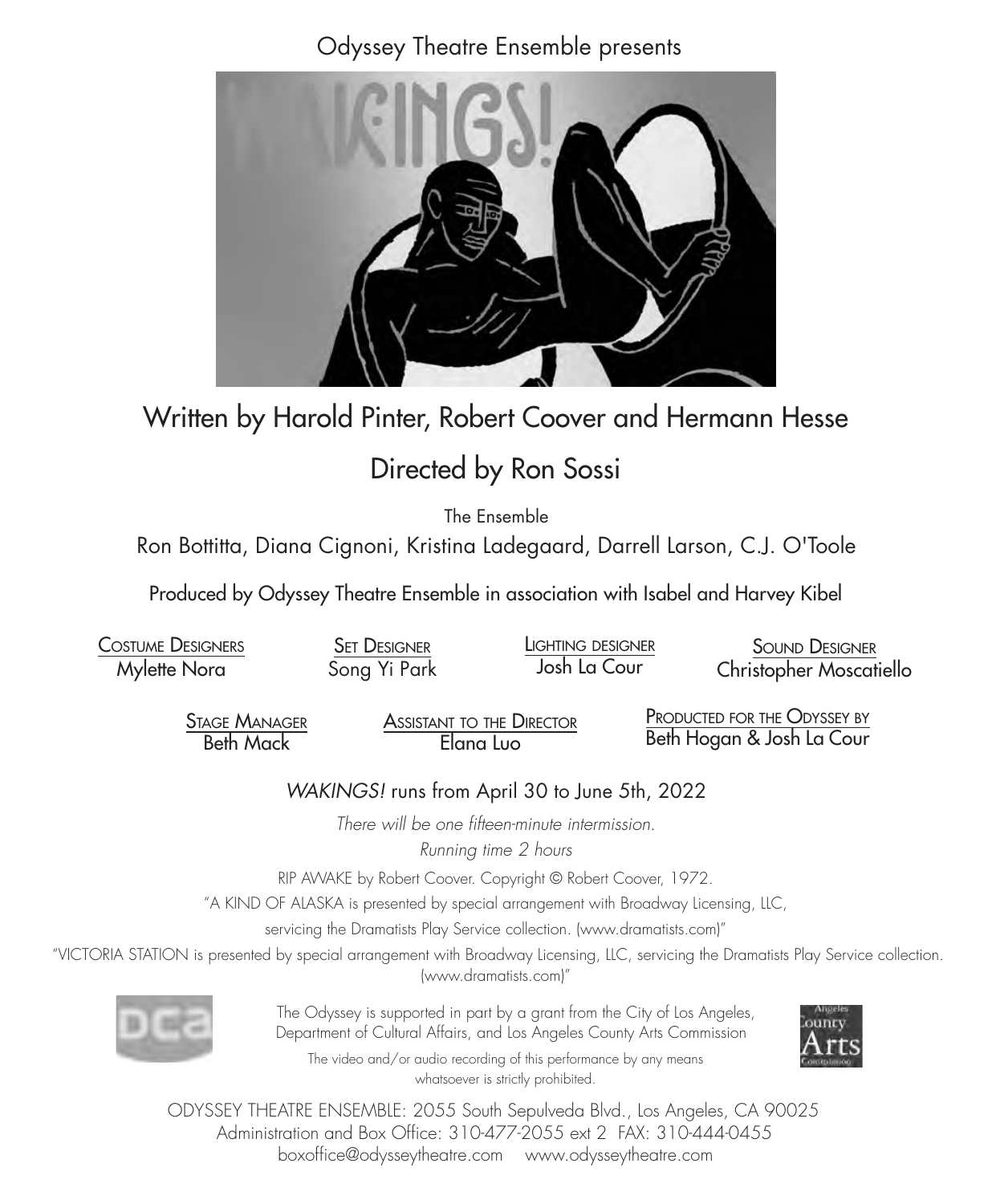Odyssey Theatre Ensemble presents

# Written by Harold Pinter, Robert Coover and Hermann Hesse

## Directed by Ron Sossi

The Ensemble

Ron Bottitta, Diana Cignoni, Kristina Ladegaard, Darrell Larson, C.J. O'Toole

Produced by Odyssey Theatre Ensemble in association with Isabel and Harvey Kibel

COSTUME DESIGNERS
Mylette Nora

SET DESIGNER
Song Yi Park

LIGHTING DESIGNER
Josh La Cour

SOUND DESIGNER
Christopher Moscatiello

STAGE MANAGER
Beth Mack

ASSISTANT TO THE DIRECTOR
Elana Luo

PRODUCTED FOR THE ODYSSEY BY
Beth Hogan & Josh La Cour

*WAKINGS!* runs from April 30 to June 5th, 2022

*There will be one fifteen-minute intermission.*

*Running time 2 hours*

RIP AWAKE by Robert Coover. Copyright © Robert Coover, 1972.

"A KIND OF ALASKA is presented by special arrangement with Broadway Licensing, LLC, servicing the Dramatists Play Service collection. (www.dramatists.com)"

"VICTORIA STATION is presented by special arrangement with Broadway Licensing, LLC, servicing the Dramatists Play Service collection. (www.dramatists.com)"

The Odyssey is supported in part by a grant from the City of Los Angeles, Department of Cultural Affairs, and Los Angeles County Arts Commission

The video and/or audio recording of this performance by any means whatsoever is strictly prohibited.

ODYSSEY THEATRE ENSEMBLE: 2055 South Sepulveda Blvd., Los Angeles, CA 90025
Administration and Box Office: 310-477-2055 ext 2 FAX: 310-444-0455
boxoffice@odysseytheatre.com www.odysseytheatre.com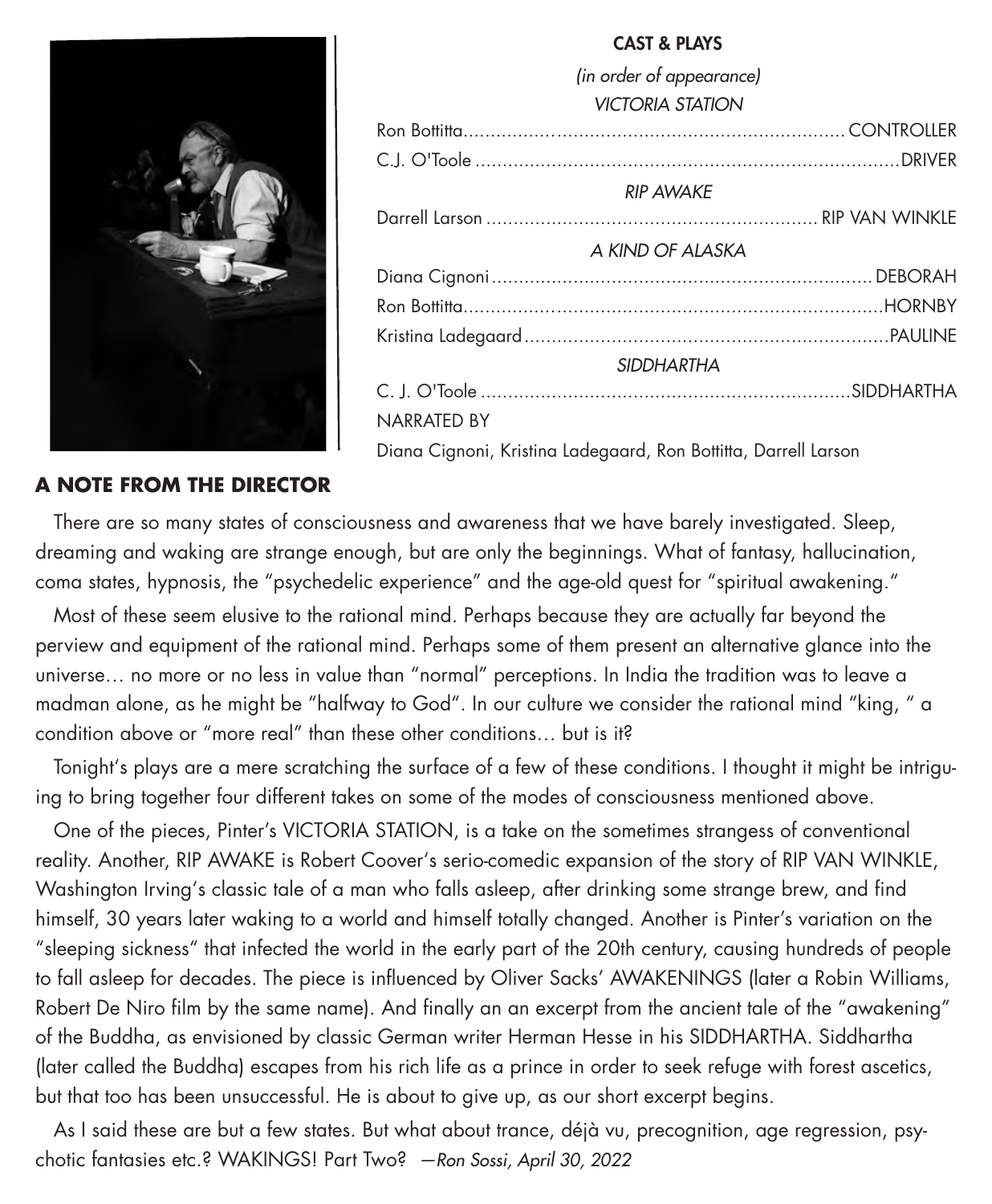## CAST & PLAYS

*(in order of appearance)*

*VICTORIA STATION*

Ron Bottitta........................................................................ CONTROLLER

C.J. O'Toole ..............................................................................DRIVER

*RIP AWAKE*

Darrell Larson ............................................................ RIP VAN WINKLE

*A KIND OF ALASKA*

Diana Cignoni....................................................................... DEBORAH

Ron Bottitta..............................................................................HORNBY

Kristina Ladegaard....................................................................PAULINE

*SIDDHARTHA*

C. J. O'Toole ....................................................................SIDDHARTHA

NARRATED BY

Diana Cignoni, Kristina Ladegaard, Ron Bottitta, Darrell Larson

## A NOTE FROM THE DIRECTOR

There are so many states of consciousness and awareness that we have barely investigated. Sleep, dreaming and waking are strange enough, but are only the beginnings. What of fantasy, hallucination, coma states, hypnosis, the "psychedelic experience" and the age-old quest for "spiritual awakening."

Most of these seem elusive to the rational mind. Perhaps because they are actually far beyond the perview and equipment of the rational mind. Perhaps some of them present an alternative glance into the universe… no more or no less in value than "normal" perceptions. In India the tradition was to leave a madman alone, as he might be "halfway to God". In our culture we consider the rational mind "king, " a condition above or "more real" than these other conditions… but is it?

Tonight's plays are a mere scratching the surface of a few of these conditions. I thought it might be intriguing to bring together four different takes on some of the modes of consciousness mentioned above.

One of the pieces, Pinter's VICTORIA STATION, is a take on the sometimes strangess of conventional reality. Another, RIP AWAKE is Robert Coover's serio-comedic expansion of the story of RIP VAN WINKLE, Washington Irving's classic tale of a man who falls asleep, after drinking some strange brew, and find himself, 30 years later waking to a world and himself totally changed. Another is Pinter's variation on the "sleeping sickness" that infected the world in the early part of the 20th century, causing hundreds of people to fall asleep for decades. The piece is influenced by Oliver Sacks' AWAKENINGS (later a Robin Williams, Robert De Niro film by the same name). And finally an an excerpt from the ancient tale of the "awakening" of the Buddha, as envisioned by classic German writer Herman Hesse in his SIDDHARTHA. Siddhartha (later called the Buddha) escapes from his rich life as a prince in order to seek refuge with forest ascetics, but that too has been unsuccessful. He is about to give up, as our short excerpt begins.

As I said these are but a few states. But what about trance, déjà vu, precognition, age regression, psychotic fantasies etc.? WAKINGS! Part Two? *—Ron Sossi, April 30, 2022*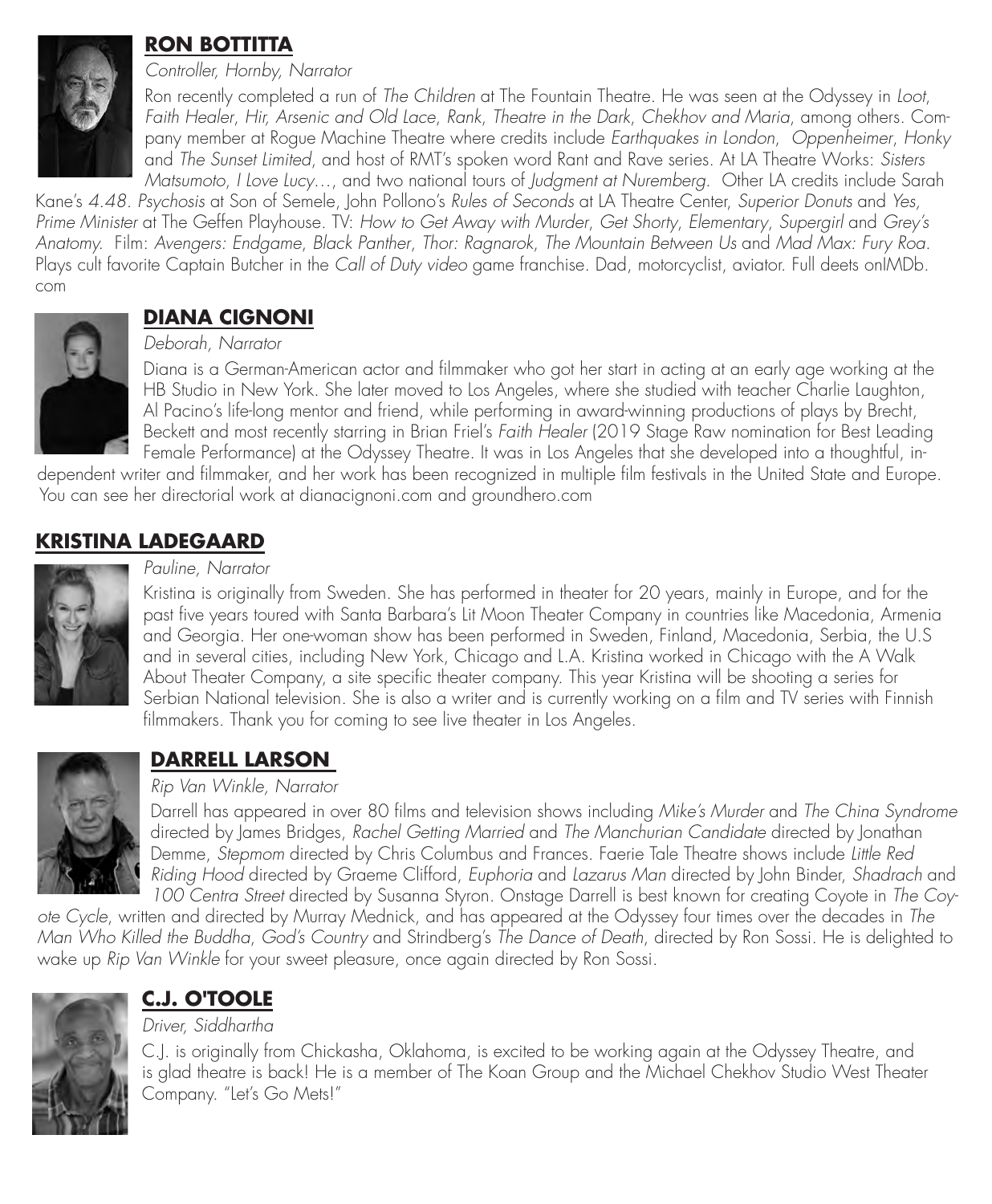## RON BOTTITTA

*Controller, Hornby, Narrator*

Ron recently completed a run of *The Children* at The Fountain Theatre. He was seen at the Odyssey in *Loot*, *Faith Healer*, *Hir*, *Arsenic and Old Lace*, *Rank*, *Theatre in the Dark*, *Chekhov and Maria*, among others. Company member at Rogue Machine Theatre where credits include *Earthquakes in London*, *Oppenheimer*, *Honky* and *The Sunset Limited*, and host of RMT's spoken word Rant and Rave series. At LA Theatre Works: *Sisters Matsumoto*, *I Love Lucy…*, and two national tours of *Judgment at Nuremberg*. Other LA credits include Sarah Kane's *4.48. Psychosis* at Son of Semele, John Pollono's *Rules of Seconds* at LA Theatre Center, *Superior Donuts* and *Yes, Prime Minister* at The Geffen Playhouse. TV: *How to Get Away with Murder*, *Get Shorty*, *Elementary*, *Supergirl* and *Grey's Anatomy*. Film: *Avengers: Endgame*, *Black Panther*, *Thor: Ragnarok*, *The Mountain Between Us* and *Mad Max: Fury Roa*. Plays cult favorite Captain Butcher in the *Call of Duty video* game franchise. Dad, motorcyclist, aviator. Full deets onIMDb.com

## DIANA CIGNONI

*Deborah, Narrator*

Diana is a German-American actor and filmmaker who got her start in acting at an early age working at the HB Studio in New York. She later moved to Los Angeles, where she studied with teacher Charlie Laughton, Al Pacino's life-long mentor and friend, while performing in award-winning productions of plays by Brecht, Beckett and most recently starring in Brian Friel's *Faith Healer* (2019 Stage Raw nomination for Best Leading Female Performance) at the Odyssey Theatre. It was in Los Angeles that she developed into a thoughtful, independent writer and filmmaker, and her work has been recognized in multiple film festivals in the United State and Europe. You can see her directorial work at dianacignoni.com and groundhero.com

## KRISTINA LADEGAARD

*Pauline, Narrator*

Kristina is originally from Sweden. She has performed in theater for 20 years, mainly in Europe, and for the past five years toured with Santa Barbara's Lit Moon Theater Company in countries like Macedonia, Armenia and Georgia. Her one-woman show has been performed in Sweden, Finland, Macedonia, Serbia, the U.S and in several cities, including New York, Chicago and L.A. Kristina worked in Chicago with the A Walk About Theater Company, a site specific theater company. This year Kristina will be shooting a series for Serbian National television. She is also a writer and is currently working on a film and TV series with Finnish filmmakers. Thank you for coming to see live theater in Los Angeles.

## DARRELL LARSON

*Rip Van Winkle, Narrator*

Darrell has appeared in over 80 films and television shows including *Mike's Murder* and *The China Syndrome* directed by James Bridges, *Rachel Getting Married* and *The Manchurian Candidate* directed by Jonathan Demme, *Stepmom* directed by Chris Columbus and Frances. Faerie Tale Theatre shows include *Little Red Riding Hood* directed by Graeme Clifford, *Euphoria* and *Lazarus Man* directed by John Binder, *Shadrach* and *100 Centra Street* directed by Susanna Styron. Onstage Darrell is best known for creating Coyote in *The Coyote Cycle*, written and directed by Murray Mednick, and has appeared at the Odyssey four times over the decades in *The Man Who Killed the Buddha*, *God's Country* and Strindberg's *The Dance of Death*, directed by Ron Sossi. He is delighted to wake up *Rip Van Winkle* for your sweet pleasure, once again directed by Ron Sossi.

## C.J. O'TOOLE

*Driver, Siddhartha*

C.J. is originally from Chickasha, Oklahoma, is excited to be working again at the Odyssey Theatre, and is glad theatre is back! He is a member of The Koan Group and the Michael Chekhov Studio West Theater Company. "Let's Go Mets!"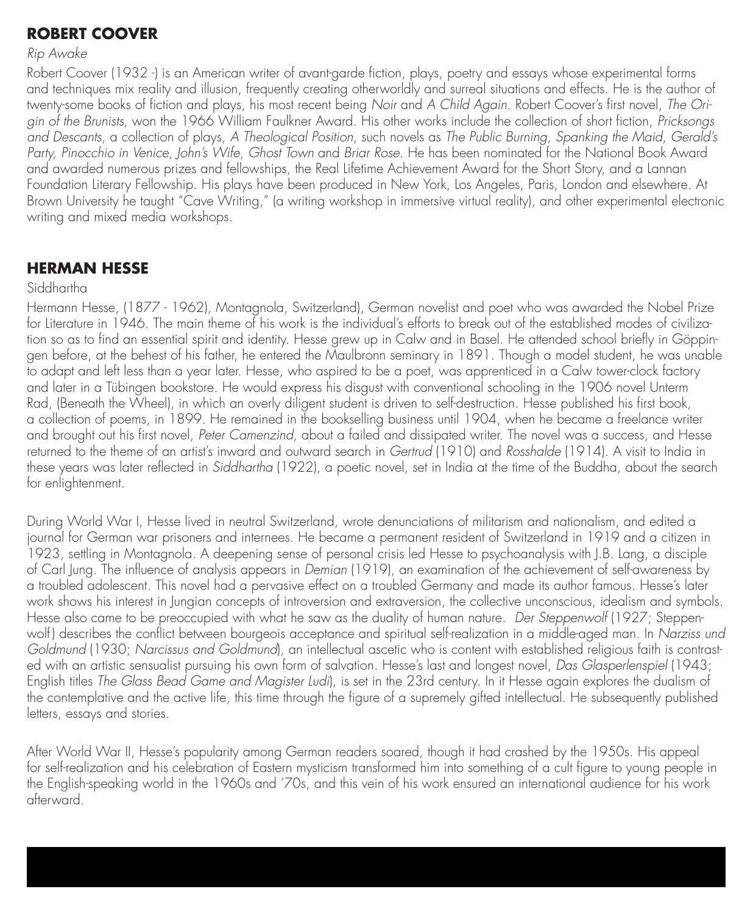## ROBERT COOVER

*Rip Awake*

Robert Coover (1932 -) is an American writer of avant-garde fiction, plays, poetry and essays whose experimental forms and techniques mix reality and illusion, frequently creating otherworldly and surreal situations and effects. He is the author of twenty-some books of fiction and plays, his most recent being *Noir* and *A Child Again*. Robert Coover's first novel, *The Origin of the Brunists*, won the 1966 William Faulkner Award. His other works include the collection of short fiction, *Pricksongs and Descants*, a collection of plays, *A Theological Position*, such novels as *The Public Burning*, *Spanking the Maid*, *Gerald's Party, Pinocchio in Venice*, *John's Wife*, *Ghost Town* and *Briar Rose*. He has been nominated for the National Book Award and awarded numerous prizes and fellowships, the Real Lifetime Achievement Award for the Short Story, and a Lannan Foundation Literary Fellowship. His plays have been produced in New York, Los Angeles, Paris, London and elsewhere. At Brown University he taught "Cave Writing," (a writing workshop in immersive virtual reality), and other experimental electronic writing and mixed media workshops.

## HERMAN HESSE

Siddhartha

Hermann Hesse, (1877 - 1962), Montagnola, Switzerland), German novelist and poet who was awarded the Nobel Prize for Literature in 1946. The main theme of his work is the individual's efforts to break out of the established modes of civilization so as to find an essential spirit and identity. Hesse grew up in Calw and in Basel. He attended school briefly in Göppingen before, at the behest of his father, he entered the Maulbronn seminary in 1891. Though a model student, he was unable to adapt and left less than a year later. Hesse, who aspired to be a poet, was apprenticed in a Calw tower-clock factory and later in a Tübingen bookstore. He would express his disgust with conventional schooling in the 1906 novel Unterm Rad, (Beneath the Wheel), in which an overly diligent student is driven to self-destruction. Hesse published his first book, a collection of poems, in 1899. He remained in the bookselling business until 1904, when he became a freelance writer and brought out his first novel, *Peter Camenzind*, about a failed and dissipated writer. The novel was a success, and Hesse returned to the theme of an artist's inward and outward search in *Gertrud* (1910) and *Rosshalde* (1914). A visit to India in these years was later reflected in *Siddhartha* (1922), a poetic novel, set in India at the time of the Buddha, about the search for enlightenment.

During World War I, Hesse lived in neutral Switzerland, wrote denunciations of militarism and nationalism, and edited a journal for German war prisoners and internees. He became a permanent resident of Switzerland in 1919 and a citizen in 1923, settling in Montagnola. A deepening sense of personal crisis led Hesse to psychoanalysis with J.B. Lang, a disciple of Carl Jung. The influence of analysis appears in *Demian* (1919), an examination of the achievement of self-awareness by a troubled adolescent. This novel had a pervasive effect on a troubled Germany and made its author famous. Hesse's later work shows his interest in Jungian concepts of introversion and extraversion, the collective unconscious, idealism and symbols. Hesse also came to be preoccupied with what he saw as the duality of human nature. *Der Steppenwolf* (1927; Steppenwolf) describes the conflict between bourgeois acceptance and spiritual self-realization in a middle-aged man. In *Narziss und Goldmund* (1930; *Narcissus and Goldmund*), an intellectual ascetic who is content with established religious faith is contrasted with an artistic sensualist pursuing his own form of salvation. Hesse's last and longest novel, *Das Glasperlenspiel* (1943; English titles *The Glass Bead Game and Magister Ludi*), is set in the 23rd century. In it Hesse again explores the dualism of the contemplative and the active life, this time through the figure of a supremely gifted intellectual. He subsequently published letters, essays and stories.

After World War II, Hesse's popularity among German readers soared, though it had crashed by the 1950s. His appeal for self-realization and his celebration of Eastern mysticism transformed him into something of a cult figure to young people in the English-speaking world in the 1960s and '70s, and this vein of his work ensured an international audience for his work afterward.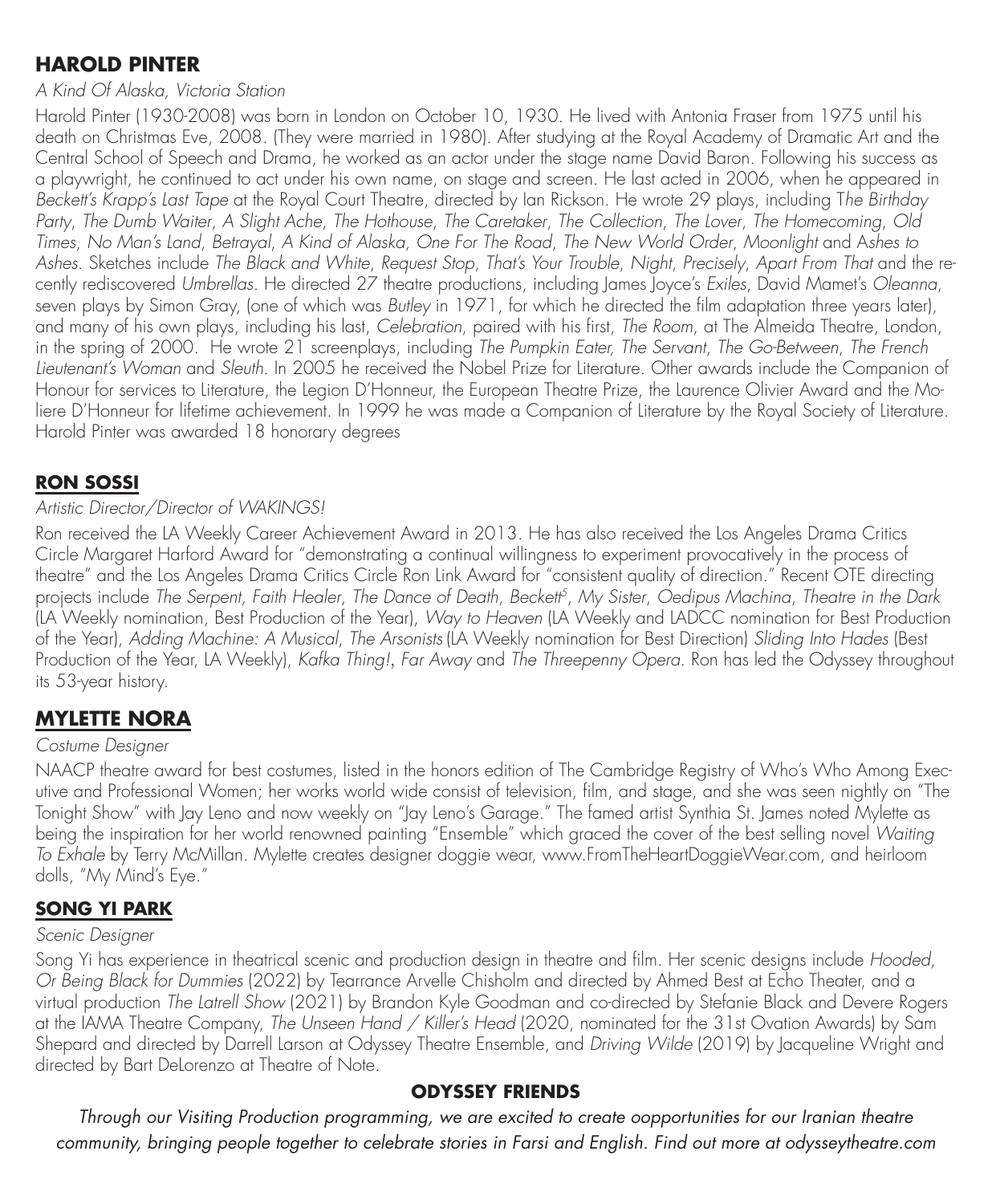## HAROLD PINTER

*A Kind Of Alaska, Victoria Station*

Harold Pinter (1930-2008) was born in London on October 10, 1930. He lived with Antonia Fraser from 1975 until his death on Christmas Eve, 2008. (They were married in 1980). After studying at the Royal Academy of Dramatic Art and the Central School of Speech and Drama, he worked as an actor under the stage name David Baron. Following his success as a playwright, he continued to act under his own name, on stage and screen. He last acted in 2006, when he appeared in *Beckett's Krapp's Last Tape* at the Royal Court Theatre, directed by Ian Rickson. He wrote 29 plays, including *The Birthday Party*, *The Dumb Waiter*, *A Slight Ache*, *The Hothouse*, *The Caretaker*, *The Collection*, *The Lover*, *The Homecoming*, *Old Times*, *No Man's Land*, *Betrayal*, *A Kind of Alaska*, *One For The Road*, *The New World Order*, *Moonlight* and *Ashes to Ashes*. Sketches include *The Black and White*, *Request Stop*, *That's Your Trouble*, *Night*, *Precisely*, *Apart From That* and the recently rediscovered *Umbrellas*. He directed 27 theatre productions, including James Joyce's *Exiles*, David Mamet's *Oleanna*, seven plays by Simon Gray, (one of which was *Butley* in 1971, for which he directed the film adaptation three years later), and many of his own plays, including his last, *Celebration*, paired with his first, *The Room*, at The Almeida Theatre, London, in the spring of 2000. He wrote 21 screenplays, including *The Pumpkin Eater, The Servant*, *The Go-Between*, *The French Lieutenant's Woman* and *Sleuth*. In 2005 he received the Nobel Prize for Literature. Other awards include the Companion of Honour for services to Literature, the Legion D'Honneur, the European Theatre Prize, the Laurence Olivier Award and the Moliere D'Honneur for lifetime achievement. In 1999 he was made a Companion of Literature by the Royal Society of Literature. Harold Pinter was awarded 18 honorary degrees

## RON SOSSI

*Artistic Director/Director of WAKINGS!*

Ron received the LA Weekly Career Achievement Award in 2013. He has also received the Los Angeles Drama Critics Circle Margaret Harford Award for "demonstrating a continual willingness to experiment provocatively in the process of theatre" and the Los Angeles Drama Critics Circle Ron Link Award for "consistent quality of direction." Recent OTE directing projects include *The Serpent, Faith Healer*, *The Dance of Death*, *Beckett$^5$*, *My Sister*, *Oedipus Machina*, *Theatre in the Dark* (LA Weekly nomination, Best Production of the Year), *Way to Heaven* (LA Weekly and LADCC nomination for Best Production of the Year), *Adding Machine: A Musical*, *The Arsonists* (LA Weekly nomination for Best Direction) *Sliding Into Hades* (Best Production of the Year, LA Weekly), *Kafka Thing!*, *Far Away* and *The Threepenny Opera*. Ron has led the Odyssey throughout its 53-year history.

## MYLETTE NORA

*Costume Designer*

NAACP theatre award for best costumes, listed in the honors edition of The Cambridge Registry of Who's Who Among Executive and Professional Women; her works world wide consist of television, film, and stage, and she was seen nightly on "The Tonight Show" with Jay Leno and now weekly on "Jay Leno's Garage." The famed artist Synthia St. James noted Mylette as being the inspiration for her world renowned painting "Ensemble" which graced the cover of the best selling novel *Waiting To Exhale* by Terry McMillan. Mylette creates designer doggie wear, www.FromTheHeartDoggieWear.com, and heirloom dolls, "My Mind's Eye."

## SONG YI PARK

*Scenic Designer*

Song Yi has experience in theatrical scenic and production design in theatre and film. Her scenic designs include *Hooded, Or Being Black for Dummies* (2022) by Tearrance Arvelle Chisholm and directed by Ahmed Best at Echo Theater, and a virtual production *The Latrell Show* (2021) by Brandon Kyle Goodman and co-directed by Stefanie Black and Devere Rogers at the IAMA Theatre Company, *The Unseen Hand / Killer's Head* (2020, nominated for the 31st Ovation Awards) by Sam Shepard and directed by Darrell Larson at Odyssey Theatre Ensemble, and *Driving Wilde* (2019) by Jacqueline Wright and directed by Bart DeLorenzo at Theatre of Note.

### ODYSSEY FRIENDS

*Through our Visiting Production programming, we are excited to create oopportunities for our Iranian theatre community, bringing people together to celebrate stories in Farsi and English. Find out more at odysseytheatre.com*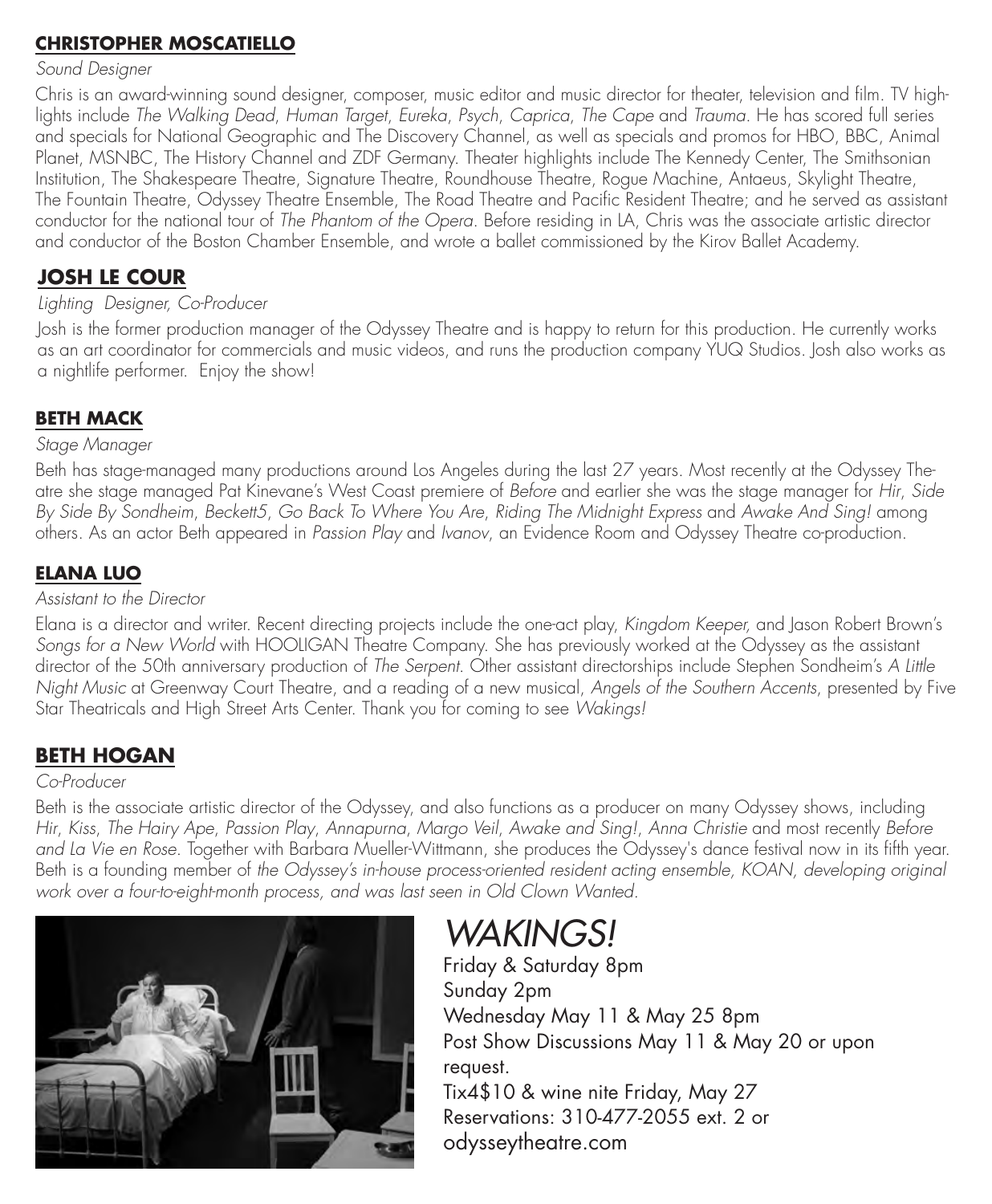## CHRISTOPHER MOSCATIELLO

*Sound Designer*

Chris is an award-winning sound designer, composer, music editor and music director for theater, television and film. TV highlights include *The Walking Dead*, *Human Target*, *Eureka*, *Psych*, *Caprica*, *The Cape* and *Trauma*. He has scored full series and specials for National Geographic and The Discovery Channel, as well as specials and promos for HBO, BBC, Animal Planet, MSNBC, The History Channel and ZDF Germany. Theater highlights include The Kennedy Center, The Smithsonian Institution, The Shakespeare Theatre, Signature Theatre, Roundhouse Theatre, Rogue Machine, Antaeus, Skylight Theatre, The Fountain Theatre, Odyssey Theatre Ensemble, The Road Theatre and Pacific Resident Theatre; and he served as assistant conductor for the national tour of *The Phantom of the Opera*. Before residing in LA, Chris was the associate artistic director and conductor of the Boston Chamber Ensemble, and wrote a ballet commissioned by the Kirov Ballet Academy.

## JOSH LE COUR

*Lighting Designer, Co-Producer*

Josh is the former production manager of the Odyssey Theatre and is happy to return for this production. He currently works as an art coordinator for commercials and music videos, and runs the production company YUQ Studios. Josh also works as a nightlife performer. Enjoy the show!

## BETH MACK

*Stage Manager*

Beth has stage-managed many productions around Los Angeles during the last 27 years. Most recently at the Odyssey Theatre she stage managed Pat Kinevane's West Coast premiere of *Before* and earlier she was the stage manager for *Hir*, *Side By Side By Sondheim*, *Beckett5*, *Go Back To Where You Are*, *Riding The Midnight Express* and *Awake And Sing!* among others. As an actor Beth appeared in *Passion Play* and *Ivanov*, an Evidence Room and Odyssey Theatre co-production.

## ELANA LUO

*Assistant to the Director*

Elana is a director and writer. Recent directing projects include the one-act play, *Kingdom Keeper*, and Jason Robert Brown's *Songs for a New World* with HOOLIGAN Theatre Company. She has previously worked at the Odyssey as the assistant director of the 50th anniversary production of *The Serpent*. Other assistant directorships include Stephen Sondheim's *A Little Night Music* at Greenway Court Theatre, and a reading of a new musical, *Angels of the Southern Accents*, presented by Five Star Theatricals and High Street Arts Center. Thank you for coming to see *Wakings!*

## BETH HOGAN

*Co-Producer*

Beth is the associate artistic director of the Odyssey, and also functions as a producer on many Odyssey shows, including *Hir*, *Kiss*, *The Hairy Ape*, *Passion Play*, *Annapurna*, *Margo Veil*, *Awake and Sing!*, *Anna Christie* and most recently *Before and La Vie en Rose*. Together with Barbara Mueller-Wittmann, she produces the Odyssey's dance festival now in its fifth year. Beth is a founding member of *the Odyssey's in-house process-oriented resident acting ensemble, KOAN, developing original work over a four-to-eight-month process, and was last seen in Old Clown Wanted.*

# *WAKINGS!*

Friday & Saturday 8pm
Sunday 2pm
Wednesday May 11 & May 25 8pm
Post Show Discussions May 11 & May 20 or upon request.
Tix4$10 & wine nite Friday, May 27
Reservations: 310-477-2055 ext. 2 or odysseytheatre.com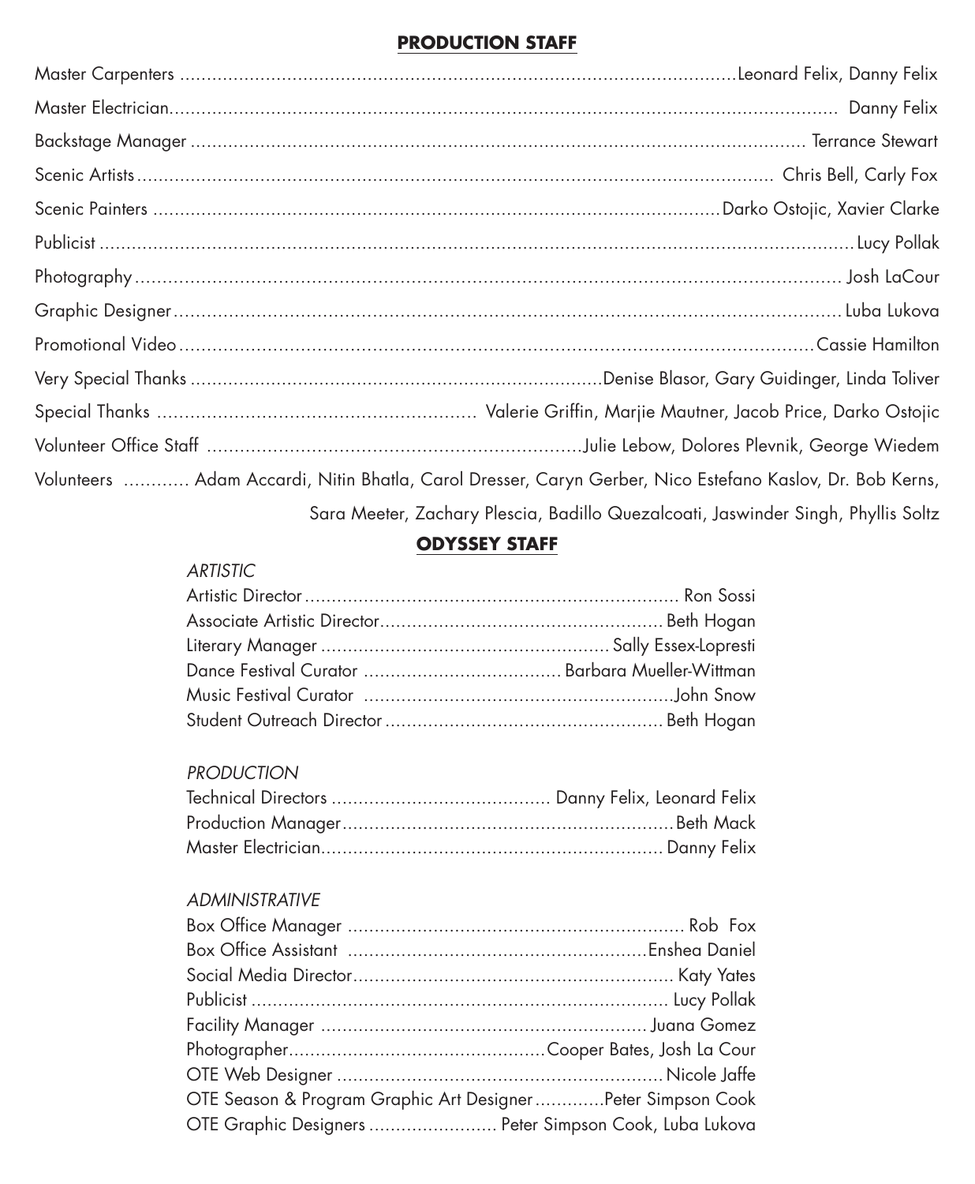## PRODUCTION STAFF

Master Carpenters ............ Leonard Felix, Danny Felix
Master Electrician ............ Danny Felix
Backstage Manager ............ Terrance Stewart
Scenic Artists ............ Chris Bell, Carly Fox
Scenic Painters ............ Darko Ostojic, Xavier Clarke
Publicist ............ Lucy Pollak
Photography ............ Josh LaCour
Graphic Designer ............ Luba Lukova
Promotional Video ............ Cassie Hamilton
Very Special Thanks ............ Denise Blasor, Gary Guidinger, Linda Toliver
Special Thanks ............ Valerie Griffin, Marjie Mautner, Jacob Price, Darko Ostojic
Volunteer Office Staff ............ Julie Lebow, Dolores Plevnik, George Wiedem
Volunteers ............ Adam Accardi, Nitin Bhatla, Carol Dresser, Caryn Gerber, Nico Estefano Kaslov, Dr. Bob Kerns, Sara Meeter, Zachary Plescia, Badillo Quezalcoati, Jaswinder Singh, Phyllis Soltz

## ODYSSEY STAFF

*ARTISTIC*

Artistic Director ............ Ron Sossi
Associate Artistic Director ............ Beth Hogan
Literary Manager ............ Sally Essex-Lopresti
Dance Festival Curator ............ Barbara Mueller-Wittman
Music Festival Curator ............ John Snow
Student Outreach Director ............ Beth Hogan

*PRODUCTION*

Technical Directors ............ Danny Felix, Leonard Felix
Production Manager ............ Beth Mack
Master Electrician ............ Danny Felix

*ADMINISTRATIVE*

Box Office Manager ............ Rob Fox
Box Office Assistant ............ Enshea Daniel
Social Media Director ............ Katy Yates
Publicist ............ Lucy Pollak
Facility Manager ............ Juana Gomez
Photographer ............ Cooper Bates, Josh La Cour
OTE Web Designer ............ Nicole Jaffe
OTE Season & Program Graphic Art Designer ............ Peter Simpson Cook
OTE Graphic Designers ............ Peter Simpson Cook, Luba Lukova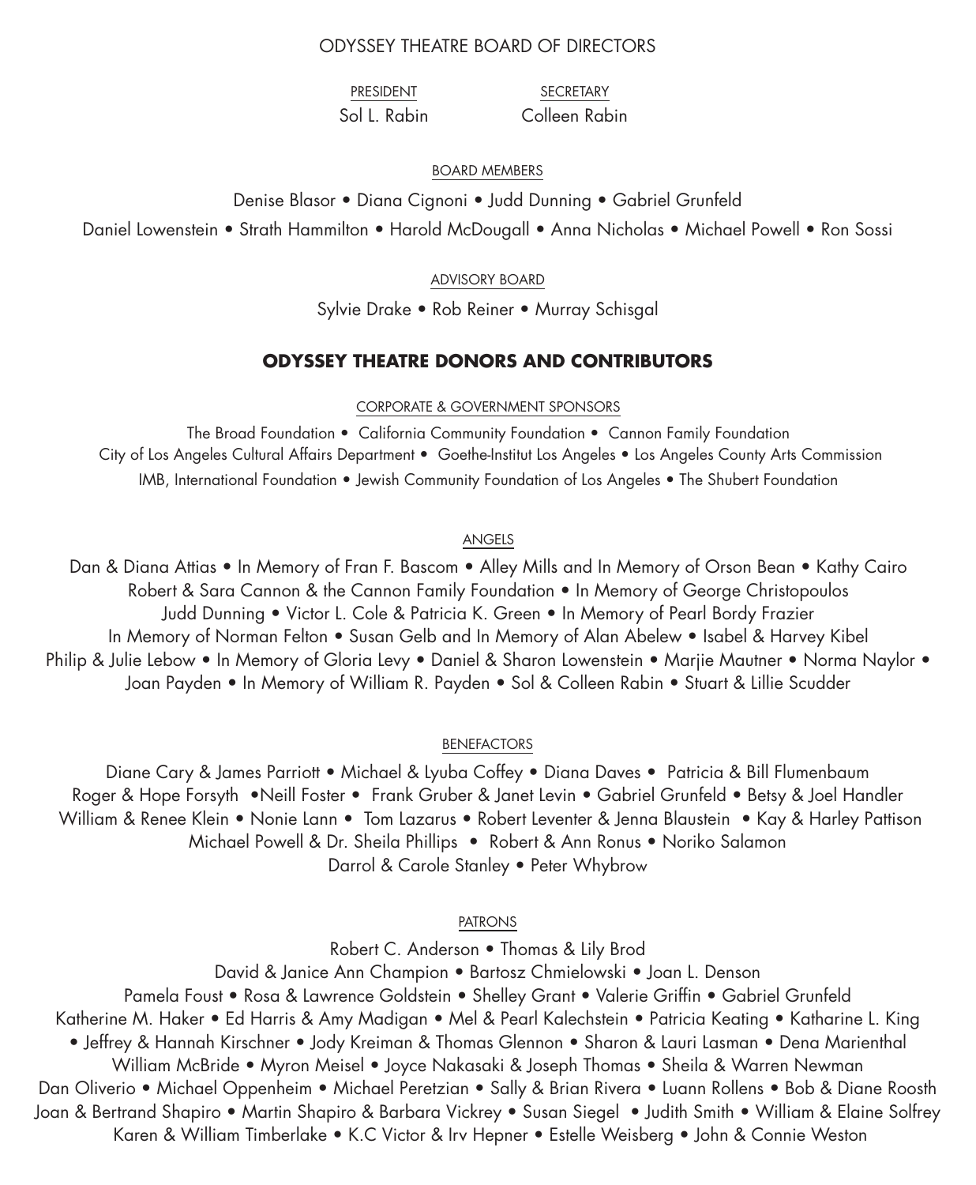## ODYSSEY THEATRE BOARD OF DIRECTORS

PRESIDENT
Sol L. Rabin

SECRETARY
Colleen Rabin

BOARD MEMBERS

Denise Blasor • Diana Cignoni • Judd Dunning • Gabriel Grunfeld
Daniel Lowenstein • Strath Hammilton • Harold McDougall • Anna Nicholas • Michael Powell • Ron Sossi

ADVISORY BOARD

Sylvie Drake • Rob Reiner • Murray Schisgal

## ODYSSEY THEATRE DONORS AND CONTRIBUTORS

CORPORATE & GOVERNMENT SPONSORS

The Broad Foundation • California Community Foundation • Cannon Family Foundation
City of Los Angeles Cultural Affairs Department • Goethe-Institut Los Angeles • Los Angeles County Arts Commission
IMB, International Foundation • Jewish Community Foundation of Los Angeles • The Shubert Foundation

ANGELS

Dan & Diana Attias • In Memory of Fran F. Bascom • Alley Mills and In Memory of Orson Bean • Kathy Cairo
Robert & Sara Cannon & the Cannon Family Foundation • In Memory of George Christopoulos
Judd Dunning • Victor L. Cole & Patricia K. Green • In Memory of Pearl Bordy Frazier
In Memory of Norman Felton • Susan Gelb and In Memory of Alan Abelew • Isabel & Harvey Kibel
Philip & Julie Lebow • In Memory of Gloria Levy • Daniel & Sharon Lowenstein • Marjie Mautner • Norma Naylor •
Joan Payden • In Memory of William R. Payden • Sol & Colleen Rabin • Stuart & Lillie Scudder

BENEFACTORS

Diane Cary & James Parriott • Michael & Lyuba Coffey • Diana Daves • Patricia & Bill Flumenbaum
Roger & Hope Forsyth •Neill Foster • Frank Gruber & Janet Levin • Gabriel Grunfeld • Betsy & Joel Handler
William & Renee Klein • Nonie Lann • Tom Lazarus • Robert Leventer & Jenna Blaustein • Kay & Harley Pattison
Michael Powell & Dr. Sheila Phillips • Robert & Ann Ronus • Noriko Salamon
Darrol & Carole Stanley • Peter Whybrow

PATRONS

Robert C. Anderson • Thomas & Lily Brod
David & Janice Ann Champion • Bartosz Chmielowski • Joan L. Denson
Pamela Foust • Rosa & Lawrence Goldstein • Shelley Grant • Valerie Griffin • Gabriel Grunfeld
Katherine M. Haker • Ed Harris & Amy Madigan • Mel & Pearl Kalechstein • Patricia Keating • Katharine L. King
• Jeffrey & Hannah Kirschner • Jody Kreiman & Thomas Glennon • Sharon & Lauri Lasman • Dena Marienthal
William McBride • Myron Meisel • Joyce Nakasaki & Joseph Thomas • Sheila & Warren Newman
Dan Oliverio • Michael Oppenheim • Michael Peretzian • Sally & Brian Rivera • Luann Rollens • Bob & Diane Roosth
Joan & Bertrand Shapiro • Martin Shapiro & Barbara Vickrey • Susan Siegel • Judith Smith • William & Elaine Solfrey
Karen & William Timberlake • K.C Victor & Irv Hepner • Estelle Weisberg • John & Connie Weston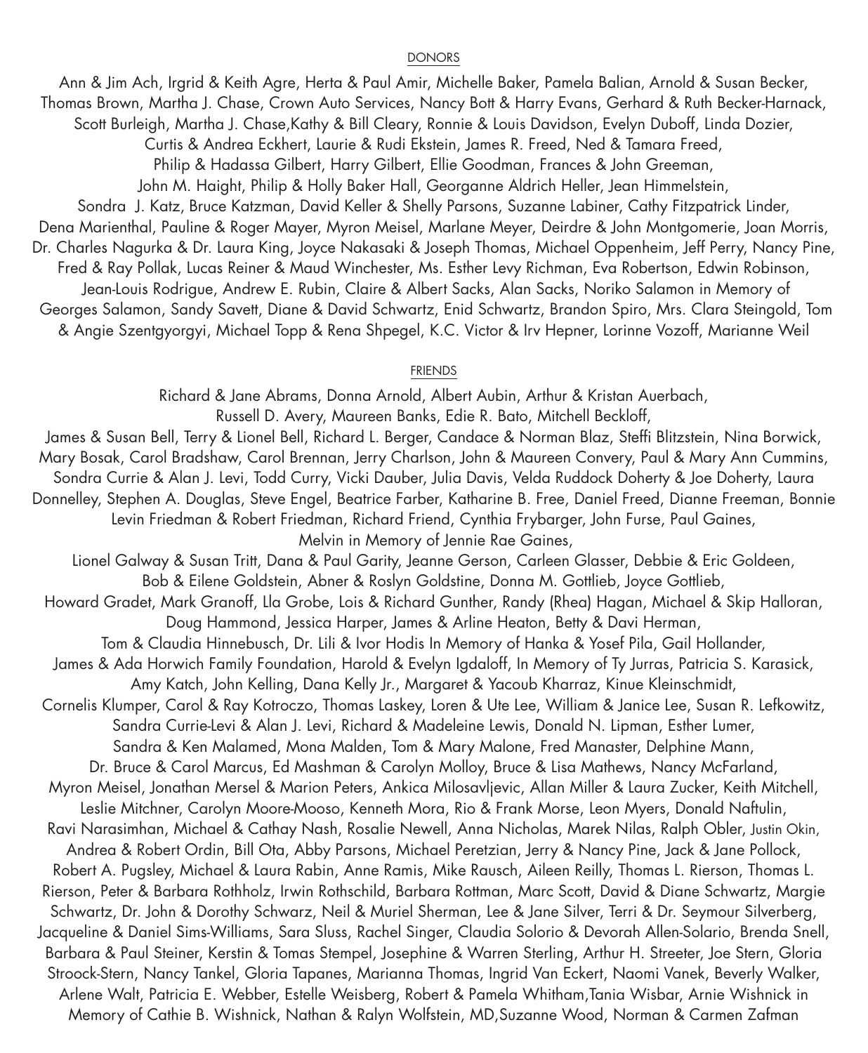## DONORS

Ann & Jim Ach, Irgrid & Keith Agre, Herta & Paul Amir, Michelle Baker, Pamela Balian, Arnold & Susan Becker, Thomas Brown, Martha J. Chase, Crown Auto Services, Nancy Bott & Harry Evans, Gerhard & Ruth Becker-Harnack, Scott Burleigh, Martha J. Chase,Kathy & Bill Cleary, Ronnie & Louis Davidson, Evelyn Duboff, Linda Dozier, Curtis & Andrea Eckhert, Laurie & Rudi Ekstein, James R. Freed, Ned & Tamara Freed, Philip & Hadassa Gilbert, Harry Gilbert, Ellie Goodman, Frances & John Greeman, John M. Haight, Philip & Holly Baker Hall, Georganne Aldrich Heller, Jean Himmelstein, Sondra J. Katz, Bruce Katzman, David Keller & Shelly Parsons, Suzanne Labiner, Cathy Fitzpatrick Linder, Dena Marienthal, Pauline & Roger Mayer, Myron Meisel, Marlane Meyer, Deirdre & John Montgomerie, Joan Morris, Dr. Charles Nagurka & Dr. Laura King, Joyce Nakasaki & Joseph Thomas, Michael Oppenheim, Jeff Perry, Nancy Pine, Fred & Ray Pollak, Lucas Reiner & Maud Winchester, Ms. Esther Levy Richman, Eva Robertson, Edwin Robinson, Jean-Louis Rodrigue, Andrew E. Rubin, Claire & Albert Sacks, Alan Sacks, Noriko Salamon in Memory of Georges Salamon, Sandy Savett, Diane & David Schwartz, Enid Schwartz, Brandon Spiro, Mrs. Clara Steingold, Tom & Angie Szentgyorgyi, Michael Topp & Rena Shpegel, K.C. Victor & Irv Hepner, Lorinne Vozoff, Marianne Weil

## FRIENDS

Richard & Jane Abrams, Donna Arnold, Albert Aubin, Arthur & Kristan Auerbach, Russell D. Avery, Maureen Banks, Edie R. Bato, Mitchell Beckloff, James & Susan Bell, Terry & Lionel Bell, Richard L. Berger, Candace & Norman Blaz, Steffi Blitzstein, Nina Borwick, Mary Bosak, Carol Bradshaw, Carol Brennan, Jerry Charlson, John & Maureen Convery, Paul & Mary Ann Cummins, Sondra Currie & Alan J. Levi, Todd Curry, Vicki Dauber, Julia Davis, Velda Ruddock Doherty & Joe Doherty, Laura Donnelley, Stephen A. Douglas, Steve Engel, Beatrice Farber, Katharine B. Free, Daniel Freed, Dianne Freeman, Bonnie Levin Friedman & Robert Friedman, Richard Friend, Cynthia Frybarger, John Furse, Paul Gaines, Melvin in Memory of Jennie Rae Gaines, Lionel Galway & Susan Tritt, Dana & Paul Garity, Jeanne Gerson, Carleen Glasser, Debbie & Eric Goldeen, Bob & Eilene Goldstein, Abner & Roslyn Goldstine, Donna M. Gottlieb, Joyce Gottlieb, Howard Gradet, Mark Granoff, Lla Grobe, Lois & Richard Gunther, Randy (Rhea) Hagan, Michael & Skip Halloran, Doug Hammond, Jessica Harper, James & Arline Heaton, Betty & Davi Herman, Tom & Claudia Hinnebusch, Dr. Lili & Ivor Hodis In Memory of Hanka & Yosef Pila, Gail Hollander, James & Ada Horwich Family Foundation, Harold & Evelyn Igdaloff, In Memory of Ty Jurras, Patricia S. Karasick, Amy Katch, John Kelling, Dana Kelly Jr., Margaret & Yacoub Kharraz, Kinue Kleinschmidt, Cornelis Klumper, Carol & Ray Kotroczo, Thomas Laskey, Loren & Ute Lee, William & Janice Lee, Susan R. Lefkowitz, Sandra Currie-Levi & Alan J. Levi, Richard & Madeleine Lewis, Donald N. Lipman, Esther Lumer, Sandra & Ken Malamed, Mona Malden, Tom & Mary Malone, Fred Manaster, Delphine Mann, Dr. Bruce & Carol Marcus, Ed Mashman & Carolyn Molloy, Bruce & Lisa Mathews, Nancy McFarland, Myron Meisel, Jonathan Mersel & Marion Peters, Ankica Milosavljevic, Allan Miller & Laura Zucker, Keith Mitchell, Leslie Mitchner, Carolyn Moore-Mooso, Kenneth Mora, Rio & Frank Morse, Leon Myers, Donald Naftulin, Ravi Narasimhan, Michael & Cathay Nash, Rosalie Newell, Anna Nicholas, Marek Nilas, Ralph Obler, Justin Okin, Andrea & Robert Ordin, Bill Ota, Abby Parsons, Michael Peretzian, Jerry & Nancy Pine, Jack & Jane Pollock, Robert A. Pugsley, Michael & Laura Rabin, Anne Ramis, Mike Rausch, Aileen Reilly, Thomas L. Rierson, Thomas L. Rierson, Peter & Barbara Rothholz, Irwin Rothschild, Barbara Rottman, Marc Scott, David & Diane Schwartz, Margie Schwartz, Dr. John & Dorothy Schwarz, Neil & Muriel Sherman, Lee & Jane Silver, Terri & Dr. Seymour Silverberg, Jacqueline & Daniel Sims-Williams, Sara Sluss, Rachel Singer, Claudia Solorio & Devorah Allen-Solario, Brenda Snell, Barbara & Paul Steiner, Kerstin & Tomas Stempel, Josephine & Warren Sterling, Arthur H. Streeter, Joe Stern, Gloria Stroock-Stern, Nancy Tankel, Gloria Tapanes, Marianna Thomas, Ingrid Van Eckert, Naomi Vanek, Beverly Walker, Arlene Walt, Patricia E. Webber, Estelle Weisberg, Robert & Pamela Whitham,Tania Wisbar, Arnie Wishnick in Memory of Cathie B. Wishnick, Nathan & Ralyn Wolfstein, MD,Suzanne Wood, Norman & Carmen Zafman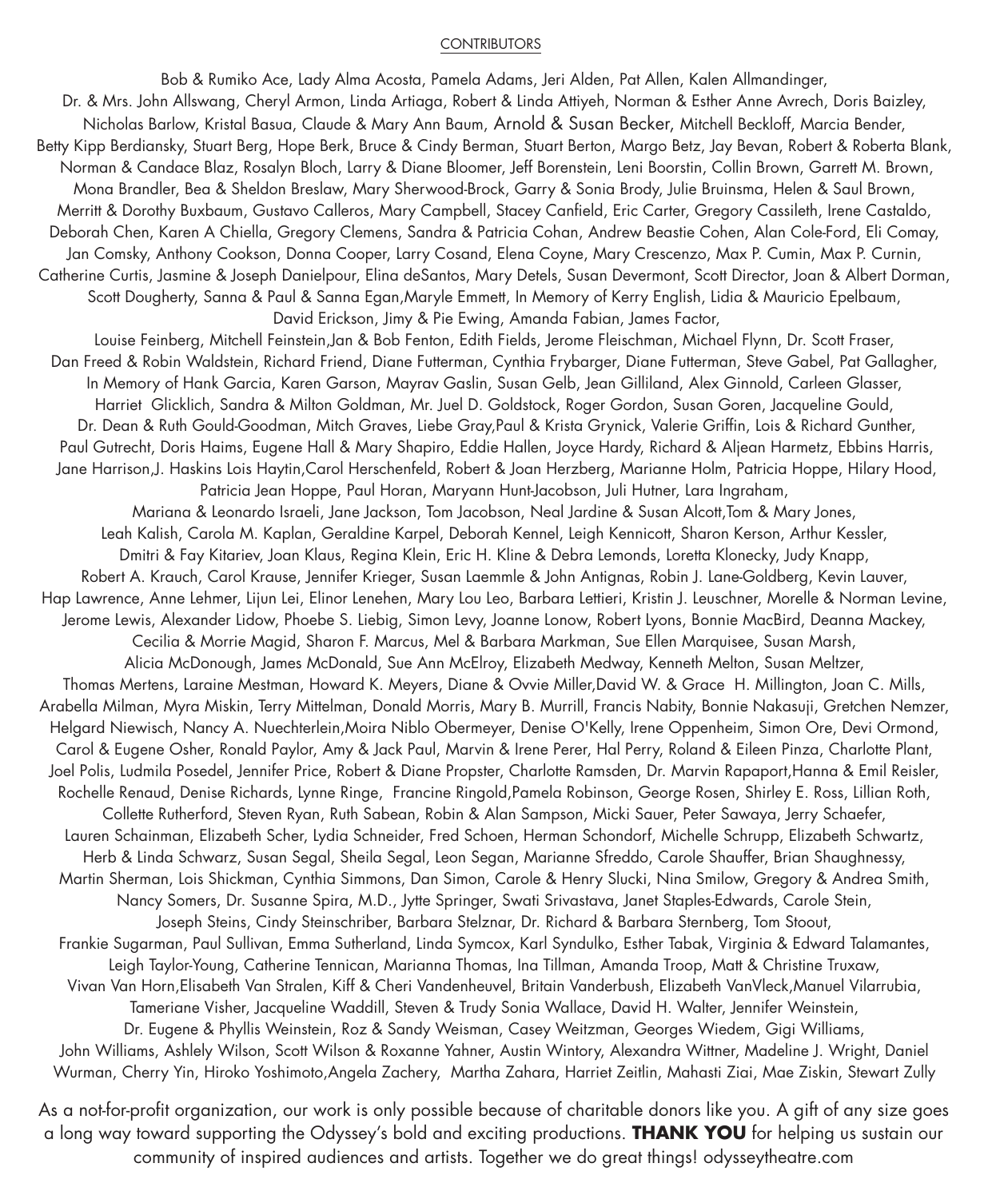CONTRIBUTORS

Bob & Rumiko Ace, Lady Alma Acosta, Pamela Adams, Jeri Alden, Pat Allen, Kalen Allmandinger, Dr. & Mrs. John Allswang, Cheryl Armon, Linda Artiaga, Robert & Linda Attiyeh, Norman & Esther Anne Avrech, Doris Baizley, Nicholas Barlow, Kristal Basua, Claude & Mary Ann Baum, Arnold & Susan Becker, Mitchell Beckloff, Marcia Bender, Betty Kipp Berdiansky, Stuart Berg, Hope Berk, Bruce & Cindy Berman, Stuart Berton, Margo Betz, Jay Bevan, Robert & Roberta Blank, Norman & Candace Blaz, Rosalyn Bloch, Larry & Diane Bloomer, Jeff Borenstein, Leni Boorstin, Collin Brown, Garrett M. Brown, Mona Brandler, Bea & Sheldon Breslaw, Mary Sherwood-Brock, Garry & Sonia Brody, Julie Bruinsma, Helen & Saul Brown, Merritt & Dorothy Buxbaum, Gustavo Calleros, Mary Campbell, Stacey Canfield, Eric Carter, Gregory Cassileth, Irene Castaldo, Deborah Chen, Karen A Chiella, Gregory Clemens, Sandra & Patricia Cohan, Andrew Beastie Cohen, Alan Cole-Ford, Eli Comay, Jan Comsky, Anthony Cookson, Donna Cooper, Larry Cosand, Elena Coyne, Mary Crescenzo, Max P. Cumin, Max P. Curnin, Catherine Curtis, Jasmine & Joseph Danielpour, Elina deSantos, Mary Detels, Susan Devermont, Scott Director, Joan & Albert Dorman, Scott Dougherty, Sanna & Paul & Sanna Egan,Maryle Emmett, In Memory of Kerry English, Lidia & Mauricio Epelbaum, David Erickson, Jimy & Pie Ewing, Amanda Fabian, James Factor, Louise Feinberg, Mitchell Feinstein,Jan & Bob Fenton, Edith Fields, Jerome Fleischman, Michael Flynn, Dr. Scott Fraser, Dan Freed & Robin Waldstein, Richard Friend, Diane Futterman, Cynthia Frybarger, Diane Futterman, Steve Gabel, Pat Gallagher, In Memory of Hank Garcia, Karen Garson, Mayrav Gaslin, Susan Gelb, Jean Gilliland, Alex Ginnold, Carleen Glasser, Harriet Glicklich, Sandra & Milton Goldman, Mr. Juel D. Goldstock, Roger Gordon, Susan Goren, Jacqueline Gould, Dr. Dean & Ruth Gould-Goodman, Mitch Graves, Liebe Gray,Paul & Krista Grynick, Valerie Griffin, Lois & Richard Gunther, Paul Gutrecht, Doris Haims, Eugene Hall & Mary Shapiro, Eddie Hallen, Joyce Hardy, Richard & Aljean Harmetz, Ebbins Harris, Jane Harrison,J. Haskins Lois Haytin,Carol Herschenfeld, Robert & Joan Herzberg, Marianne Holm, Patricia Hoppe, Hilary Hood, Patricia Jean Hoppe, Paul Horan, Maryann Hunt-Jacobson, Juli Hutner, Lara Ingraham, Mariana & Leonardo Israeli, Jane Jackson, Tom Jacobson, Neal Jardine & Susan Alcott,Tom & Mary Jones, Leah Kalish, Carola M. Kaplan, Geraldine Karpel, Deborah Kennel, Leigh Kennicott, Sharon Kerson, Arthur Kessler, Dmitri & Fay Kitariev, Joan Klaus, Regina Klein, Eric H. Kline & Debra Lemonds, Loretta Klonecky, Judy Knapp, Robert A. Krauch, Carol Krause, Jennifer Krieger, Susan Laemmle & John Antignas, Robin J. Lane-Goldberg, Kevin Lauver, Hap Lawrence, Anne Lehmer, Lijun Lei, Elinor Lenehen, Mary Lou Leo, Barbara Lettieri, Kristin J. Leuschner, Morelle & Norman Levine, Jerome Lewis, Alexander Lidow, Phoebe S. Liebig, Simon Levy, Joanne Lonow, Robert Lyons, Bonnie MacBird, Deanna Mackey, Cecilia & Morrie Magid, Sharon F. Marcus, Mel & Barbara Markman, Sue Ellen Marquisee, Susan Marsh, Alicia McDonough, James McDonald, Sue Ann McElroy, Elizabeth Medway, Kenneth Melton, Susan Meltzer, Thomas Mertens, Laraine Mestman, Howard K. Meyers, Diane & Ovvie Miller,David W. & Grace H. Millington, Joan C. Mills, Arabella Milman, Myra Miskin, Terry Mittelman, Donald Morris, Mary B. Murrill, Francis Nabity, Bonnie Nakasuji, Gretchen Nemzer, Helgard Niewisch, Nancy A. Nuechterlein,Moira Niblo Obermeyer, Denise O'Kelly, Irene Oppenheim, Simon Ore, Devi Ormond, Carol & Eugene Osher, Ronald Paylor, Amy & Jack Paul, Marvin & Irene Perer, Hal Perry, Roland & Eileen Pinza, Charlotte Plant, Joel Polis, Ludmila Posedel, Jennifer Price, Robert & Diane Propster, Charlotte Ramsden, Dr. Marvin Rapaport,Hanna & Emil Reisler, Rochelle Renaud, Denise Richards, Lynne Ringe, Francine Ringold,Pamela Robinson, George Rosen, Shirley E. Ross, Lillian Roth, Collette Rutherford, Steven Ryan, Ruth Sabean, Robin & Alan Sampson, Micki Sauer, Peter Sawaya, Jerry Schaefer, Lauren Schainman, Elizabeth Scher, Lydia Schneider, Fred Schoen, Herman Schondorf, Michelle Schrupp, Elizabeth Schwartz, Herb & Linda Schwarz, Susan Segal, Sheila Segal, Leon Segan, Marianne Sfreddo, Carole Shauffer, Brian Shaughnessy, Martin Sherman, Lois Shickman, Cynthia Simmons, Dan Simon, Carole & Henry Slucki, Nina Smilow, Gregory & Andrea Smith, Nancy Somers, Dr. Susanne Spira, M.D., Jytte Springer, Swati Srivastava, Janet Staples-Edwards, Carole Stein, Joseph Steins, Cindy Steinschriber, Barbara Stelznar, Dr. Richard & Barbara Sternberg, Tom Stoout, Frankie Sugarman, Paul Sullivan, Emma Sutherland, Linda Symcox, Karl Syndulko, Esther Tabak, Virginia & Edward Talamantes, Leigh Taylor-Young, Catherine Tennican, Marianna Thomas, Ina Tillman, Amanda Troop, Matt & Christine Truxaw, Vivan Van Horn,Elisabeth Van Stralen, Kiff & Cheri Vandenheuvel, Britain Vanderbush, Elizabeth VanVleck,Manuel Vilarrubia, Tameriane Visher, Jacqueline Waddill, Steven & Trudy Sonia Wallace, David H. Walter, Jennifer Weinstein, Dr. Eugene & Phyllis Weinstein, Roz & Sandy Weisman, Casey Weitzman, Georges Wiedem, Gigi Williams, John Williams, Ashlely Wilson, Scott Wilson & Roxanne Yahner, Austin Wintory, Alexandra Wittner, Madeline J. Wright, Daniel Wurman, Cherry Yin, Hiroko Yoshimoto,Angela Zachery, Martha Zahara, Harriet Zeitlin, Mahasti Ziai, Mae Ziskin, Stewart Zully

As a not-for-profit organization, our work is only possible because of charitable donors like you. A gift of any size goes a long way toward supporting the Odyssey's bold and exciting productions. **THANK YOU** for helping us sustain our community of inspired audiences and artists. Together we do great things! odysseytheatre.com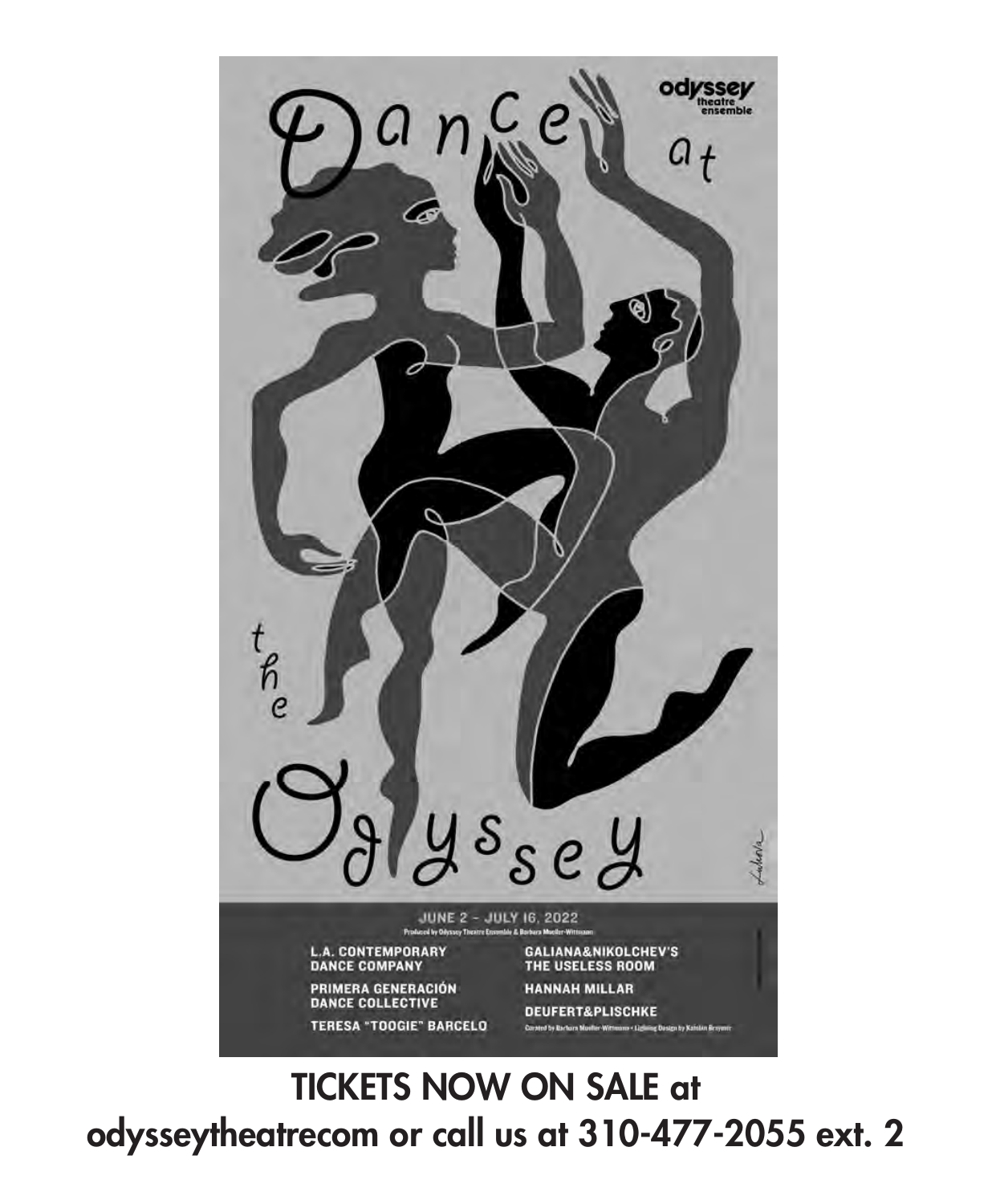# Dance at the Odyssey

odyssey theatre ensemble

JUNE 2 – JULY 16, 2022

Produced by Odyssey Theatre Ensemble & Barbara Mueller-Wittmann

L.A. CONTEMPORARY DANCE COMPANY

PRIMERA GENERACIÓN DANCE COLLECTIVE

TERESA "TOOGIE" BARCELO

GALIANA&NIKOLCHEV'S THE USELESS ROOM

HANNAH MILLAR

DEUFERT&PLISCHKE

Curated by Barbara Mueller-Wittmann • Lighting Design by Katelan Braymer

**TICKETS NOW ON SALE at odysseytheatrecom or call us at 310-477-2055 ext. 2**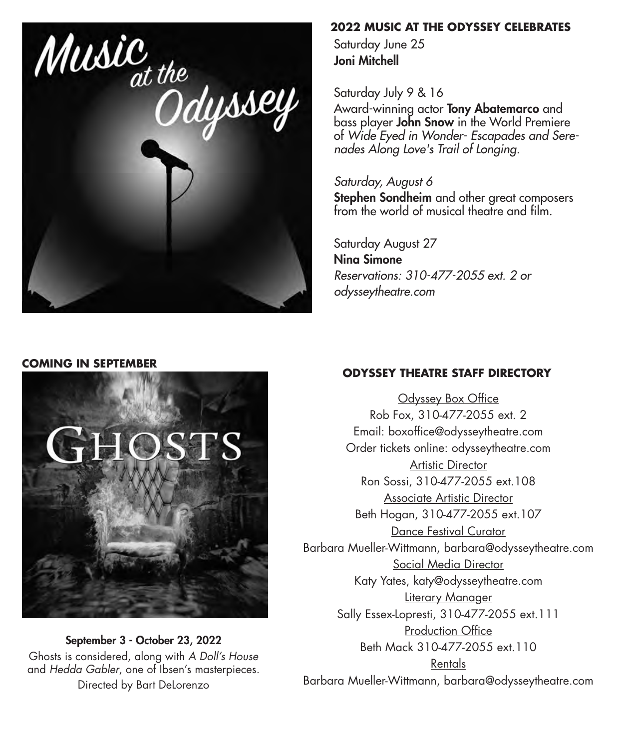## 2022 MUSIC AT THE ODYSSEY CELEBRATES

Saturday June 25
**Joni Mitchell**

Saturday July 9 & 16
Award-winning actor **Tony Abatemarco** and bass player **John Snow** in the World Premiere of *Wide Eyed in Wonder- Escapades and Serenades Along Love's Trail of Longing.*

*Saturday, August 6*
**Stephen Sondheim** and other great composers from the world of musical theatre and film.

Saturday August 27
**Nina Simone**
*Reservations: 310-477-2055 ext. 2 or odysseytheatre.com*

## COMING IN SEPTEMBER

**September 3 - October 23, 2022**
Ghosts is considered, along with *A Doll's House* and *Hedda Gabler*, one of Ibsen's masterpieces.
Directed by Bart DeLorenzo

## ODYSSEY THEATRE STAFF DIRECTORY

Odyssey Box Office
Rob Fox, 310-477-2055 ext. 2
Email: boxoffice@odysseytheatre.com
Order tickets online: odysseytheatre.com

Artistic Director
Ron Sossi, 310-477-2055 ext.108

Associate Artistic Director
Beth Hogan, 310-477-2055 ext.107

Dance Festival Curator
Barbara Mueller-Wittmann, barbara@odysseytheatre.com

Social Media Director
Katy Yates, katy@odysseytheatre.com

Literary Manager
Sally Essex-Lopresti, 310-477-2055 ext.111

Production Office
Beth Mack 310-477-2055 ext.110

Rentals
Barbara Mueller-Wittmann, barbara@odysseytheatre.com